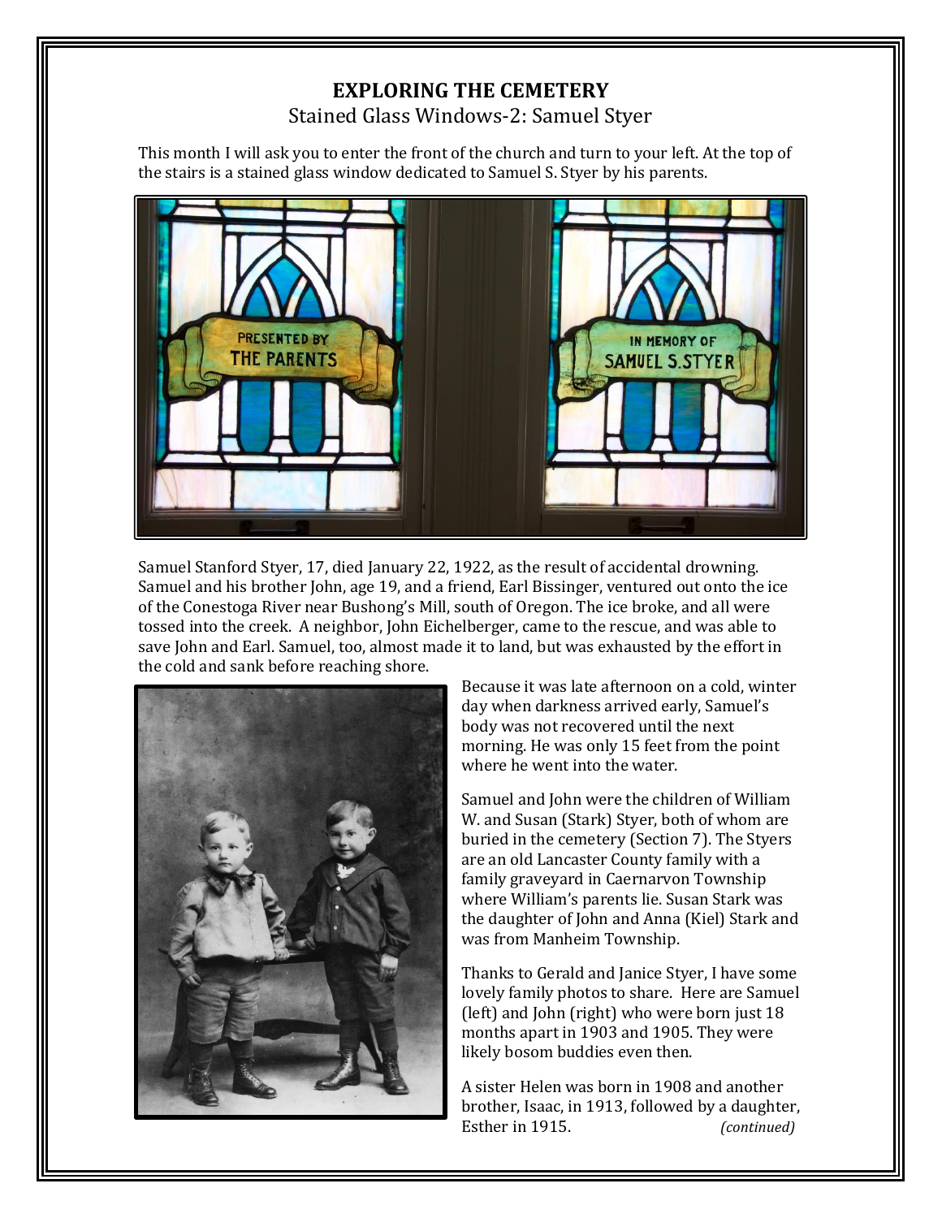# EXPLORING THE CEMETERY

## Stained Glass Windows-2: Samuel Styer

This month I will ask you to enter the front of the church and turn to your left. At the top of the stairs is a stained glass window dedicated to Samuel S. Styer by his parents.

Samuel Stanford Styer, 17, died January 22, 1922, as the result of accidental drowning. Samuel and his brother John, age 19, and a friend, Earl Bissinger, ventured out onto the ice of the Conestoga River near Bushong's Mill, south of Oregon. The ice broke, and all were tossed into the creek. A neighbor, John Eichelberger, came to the rescue, and was able to save John and Earl. Samuel, too, almost made it to land, but was exhausted by the effort in the cold and sank before reaching shore.

Because it was late afternoon on a cold, winter day when darkness arrived early, Samuel's body was not recovered until the next morning. He was only 15 feet from the point where he went into the water.

Samuel and John were the children of William W. and Susan (Stark) Styer, both of whom are buried in the cemetery (Section 7). The Styers are an old Lancaster County family with a family graveyard in Caernarvon Township where William's parents lie. Susan Stark was the daughter of John and Anna (Kiel) Stark and was from Manheim Township.

Thanks to Gerald and Janice Styer, I have some lovely family photos to share. Here are Samuel (left) and John (right) who were born just 18 months apart in 1903 and 1905. They were likely bosom buddies even then.

A sister Helen was born in 1908 and another brother, Isaac, in 1913, followed by a daughter, Esther in 1915. *(continued)*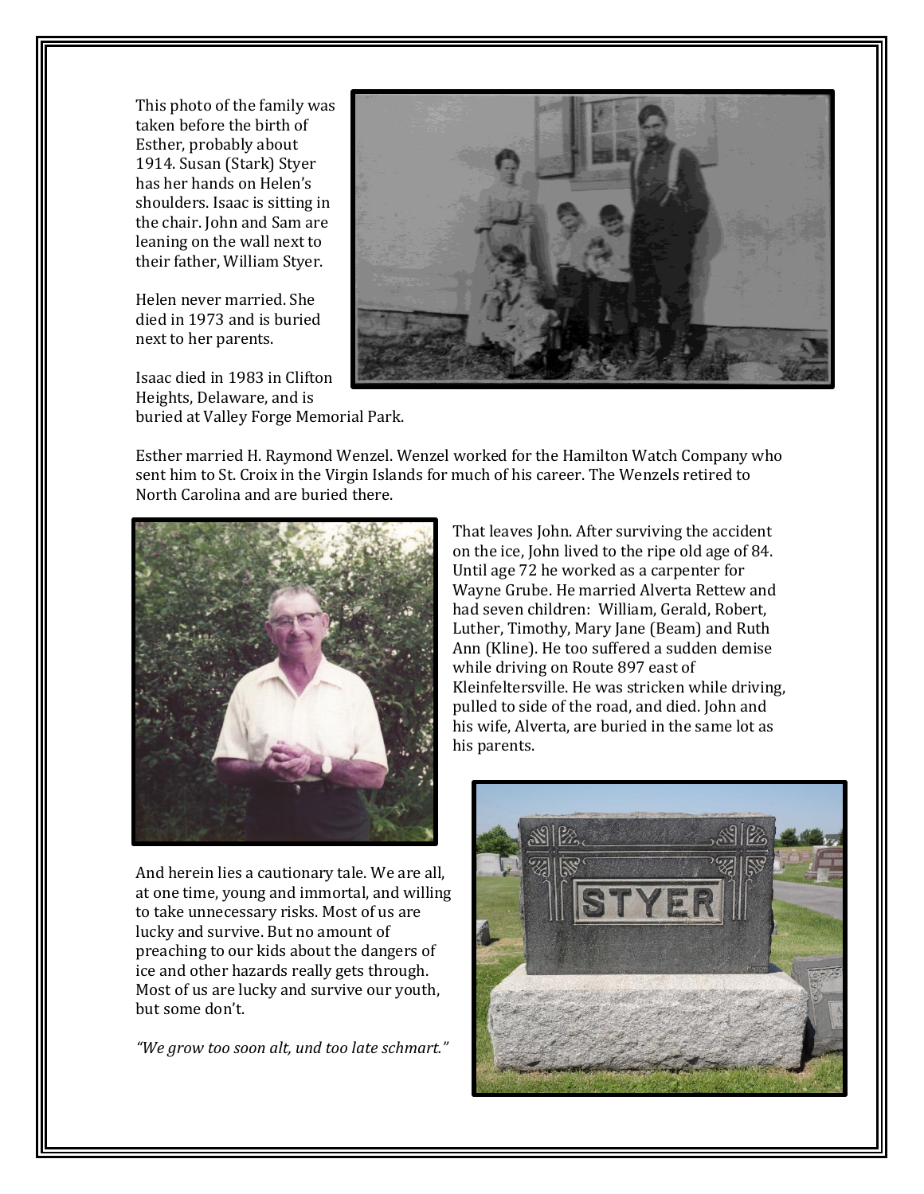This photo of the family was taken before the birth of Esther, probably about 1914. Susan (Stark) Styer has her hands on Helen's shoulders. Isaac is sitting in the chair. John and Sam are leaning on the wall next to their father, William Styer.

Helen never married. She died in 1973 and is buried next to her parents.

Isaac died in 1983 in Clifton Heights, Delaware, and is buried at Valley Forge Memorial Park.

Esther married H. Raymond Wenzel. Wenzel worked for the Hamilton Watch Company who sent him to St. Croix in the Virgin Islands for much of his career. The Wenzels retired to North Carolina and are buried there.

That leaves John. After surviving the accident on the ice, John lived to the ripe old age of 84. Until age 72 he worked as a carpenter for Wayne Grube. He married Alverta Rettew and had seven children: William, Gerald, Robert, Luther, Timothy, Mary Jane (Beam) and Ruth Ann (Kline). He too suffered a sudden demise while driving on Route 897 east of Kleinfeltersville. He was stricken while driving, pulled to side of the road, and died. John and his wife, Alverta, are buried in the same lot as his parents.

And herein lies a cautionary tale. We are all, at one time, young and immortal, and willing to take unnecessary risks. Most of us are lucky and survive. But no amount of preaching to our kids about the dangers of ice and other hazards really gets through. Most of us are lucky and survive our youth, but some don't.

*"We grow too soon alt, und too late schmart."*